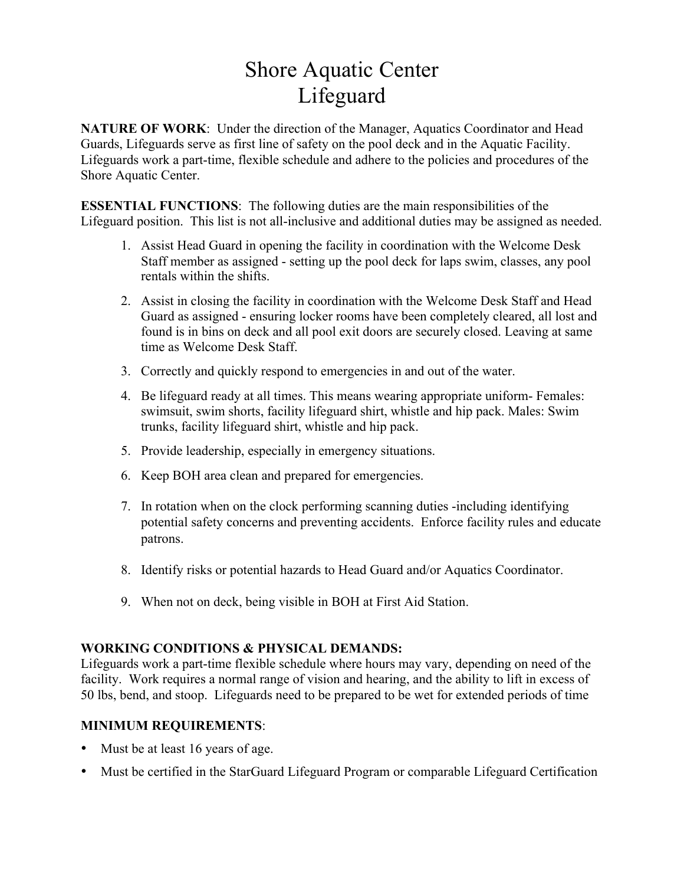# Shore Aquatic Center
# Lifeguard

**NATURE OF WORK**: Under the direction of the Manager, Aquatics Coordinator and Head Guards, Lifeguards serve as first line of safety on the pool deck and in the Aquatic Facility. Lifeguards work a part-time, flexible schedule and adhere to the policies and procedures of the Shore Aquatic Center.

**ESSENTIAL FUNCTIONS**: The following duties are the main responsibilities of the Lifeguard position. This list is not all-inclusive and additional duties may be assigned as needed.

1. Assist Head Guard in opening the facility in coordination with the Welcome Desk Staff member as assigned - setting up the pool deck for laps swim, classes, any pool rentals within the shifts.
2. Assist in closing the facility in coordination with the Welcome Desk Staff and Head Guard as assigned - ensuring locker rooms have been completely cleared, all lost and found is in bins on deck and all pool exit doors are securely closed. Leaving at same time as Welcome Desk Staff.
3. Correctly and quickly respond to emergencies in and out of the water.
4. Be lifeguard ready at all times. This means wearing appropriate uniform- Females: swimsuit, swim shorts, facility lifeguard shirt, whistle and hip pack. Males: Swim trunks, facility lifeguard shirt, whistle and hip pack.
5. Provide leadership, especially in emergency situations.
6. Keep BOH area clean and prepared for emergencies.
7. In rotation when on the clock performing scanning duties -including identifying potential safety concerns and preventing accidents. Enforce facility rules and educate patrons.
8. Identify risks or potential hazards to Head Guard and/or Aquatics Coordinator.
9. When not on deck, being visible in BOH at First Aid Station.

**WORKING CONDITIONS & PHYSICAL DEMANDS:**
Lifeguards work a part-time flexible schedule where hours may vary, depending on need of the facility. Work requires a normal range of vision and hearing, and the ability to lift in excess of 50 lbs, bend, and stoop. Lifeguards need to be prepared to be wet for extended periods of time

**MINIMUM REQUIREMENTS**:

- Must be at least 16 years of age.
- Must be certified in the StarGuard Lifeguard Program or comparable Lifeguard Certification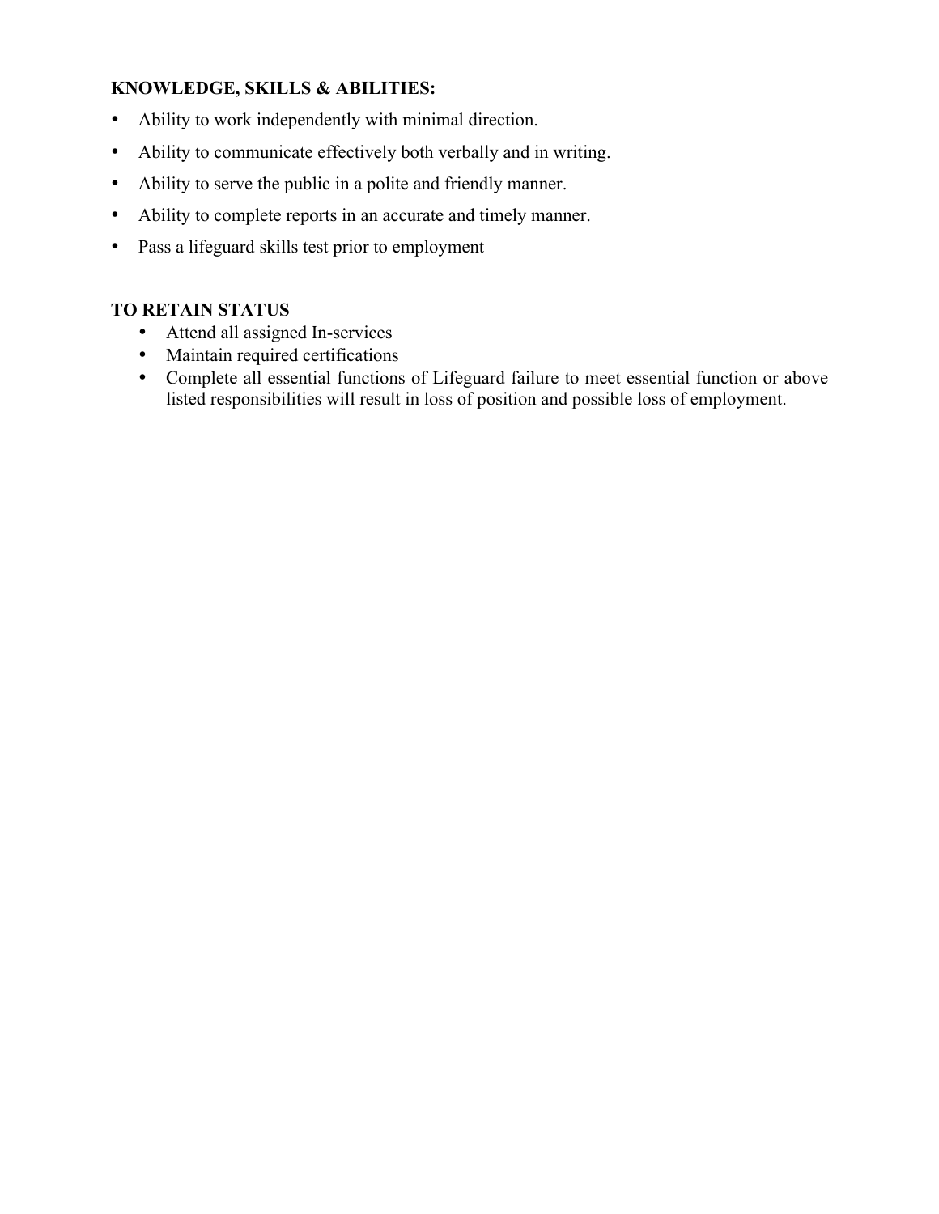**KNOWLEDGE, SKILLS & ABILITIES:**

- Ability to work independently with minimal direction.
- Ability to communicate effectively both verbally and in writing.
- Ability to serve the public in a polite and friendly manner.
- Ability to complete reports in an accurate and timely manner.
- Pass a lifeguard skills test prior to employment

**TO RETAIN STATUS**

- Attend all assigned In-services
- Maintain required certifications
- Complete all essential functions of Lifeguard failure to meet essential function or above listed responsibilities will result in loss of position and possible loss of employment.